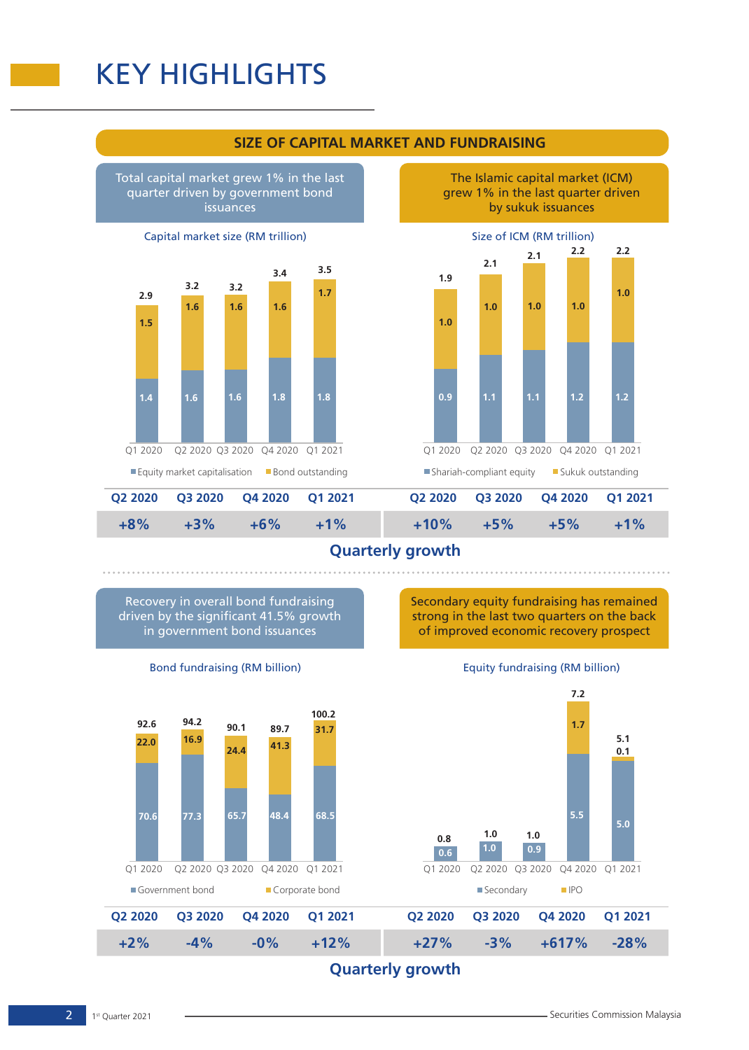# KEY HIGHLIGHTS

## SIZE OF CAPITAL MARKET AND FUNDRAISING

**Total capital market grew 1% in the last quarter driven by government bond issuances**

Capital market size (RM trillion)

| | Q1 2020 | Q2 2020 | Q3 2020 | Q4 2020 | Q1 2021 |
|---|---|---|---|---|---|
| Equity market capitalisation | 1.4 | 1.6 | 1.6 | 1.8 | 1.8 |
| Bond outstanding | 1.5 | 1.6 | 1.6 | 1.6 | 1.7 |
| Total | 2.9 | 3.2 | 3.2 | 3.4 | 3.5 |

**The Islamic capital market (ICM) grew 1% in the last quarter driven by sukuk issuances**

Size of ICM (RM trillion)

| | Q1 2020 | Q2 2020 | Q3 2020 | Q4 2020 | Q1 2021 |
|---|---|---|---|---|---|
| Shariah-compliant equity | 0.9 | 1.1 | 1.1 | 1.2 | 1.2 |
| Sukuk outstanding | 1.0 | 1.0 | 1.0 | 1.0 | 1.0 |
| Total | 1.9 | 2.1 | 2.1 | 2.2 | 2.2 |

**Quarterly growth**

| | Q2 2020 | Q3 2020 | Q4 2020 | Q1 2021 |
|---|---|---|---|---|
| Capital market size | +8% | +3% | +6% | +1% |
| Size of ICM | +10% | +5% | +5% | +1% |

**Recovery in overall bond fundraising driven by the significant 41.5% growth in government bond issuances**

Bond fundraising (RM billion)

| | Q1 2020 | Q2 2020 | Q3 2020 | Q4 2020 | Q1 2021 |
|---|---|---|---|---|---|
| Government bond | 70.6 | 77.3 | 65.7 | 48.4 | 68.5 |
| Corporate bond | 22.0 | 16.9 | 24.4 | 41.3 | 31.7 |
| Total | 92.6 | 94.2 | 90.1 | 89.7 | 100.2 |

**Secondary equity fundraising has remained strong in the last two quarters on the back of improved economic recovery prospect**

Equity fundraising (RM billion)

| | Q1 2020 | Q2 2020 | Q3 2020 | Q4 2020 | Q1 2021 |
|---|---|---|---|---|---|
| Secondary | 0.6 | 1.0 | 0.9 | 5.5 | 5.0 |
| IPO | | | | 1.7 | 0.1 |
| Total | 0.8 | 1.0 | 1.0 | 7.2 | 5.1 |

**Quarterly growth**

| | Q2 2020 | Q3 2020 | Q4 2020 | Q1 2021 |
|---|---|---|---|---|
| Bond fundraising | +2% | -4% | -0% | +12% |
| Equity fundraising | +27% | -3% | +617% | -28% |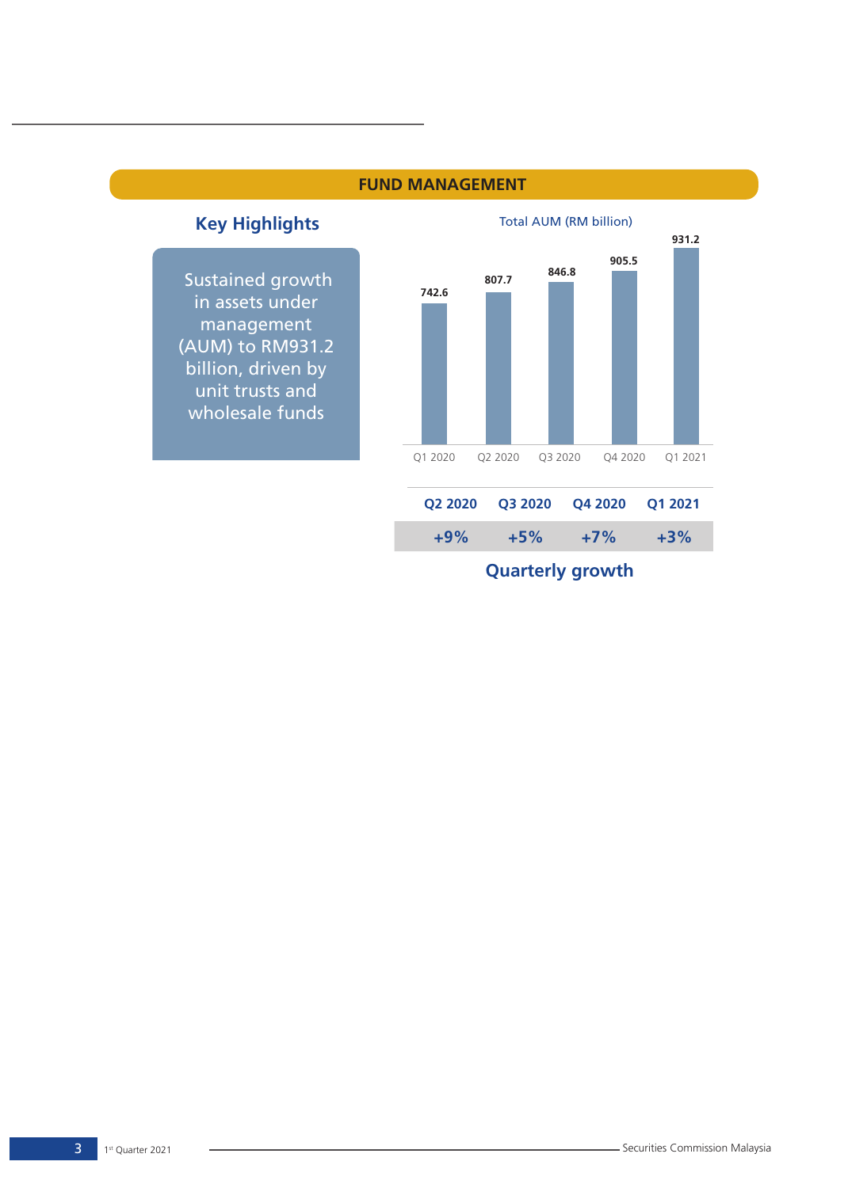## FUND MANAGEMENT

### Key Highlights

Sustained growth in assets under management (AUM) to RM931.2 billion, driven by unit trusts and wholesale funds

**Total AUM (RM billion)**

| Q1 2020 | Q2 2020 | Q3 2020 | Q4 2020 | Q1 2021 |
|---|---|---|---|---|
| 742.6 | 807.7 | 846.8 | 905.5 | 931.2 |

| Q2 2020 | Q3 2020 | Q4 2020 | Q1 2021 |
|---|---|---|---|
| +9% | +5% | +7% | +3% |

**Quarterly growth**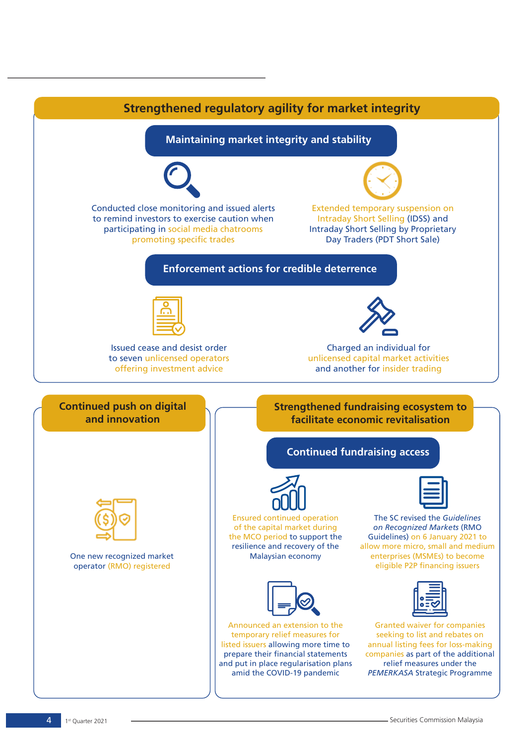## Strengthened regulatory agility for market integrity

### Maintaining market integrity and stability

Conducted close monitoring and issued alerts to remind investors to exercise caution when participating in social media chatrooms promoting specific trades

Extended temporary suspension on Intraday Short Selling (IDSS) and Intraday Short Selling by Proprietary Day Traders (PDT Short Sale)

### Enforcement actions for credible deterrence

Issued cease and desist order to seven unlicensed operators offering investment advice

Charged an individual for unlicensed capital market activities and another for insider trading

## Continued push on digital and innovation

One new recognized market operator (RMO) registered

## Strengthened fundraising ecosystem to facilitate economic revitalisation

### Continued fundraising access

Ensured continued operation of the capital market during the MCO period to support the resilience and recovery of the Malaysian economy

The SC revised the *Guidelines on Recognized Markets* (RMO Guidelines) on 6 January 2021 to allow more micro, small and medium enterprises (MSMEs) to become eligible P2P financing issuers

Announced an extension to the temporary relief measures for listed issuers allowing more time to prepare their financial statements and put in place regularisation plans amid the COVID-19 pandemic

Granted waiver for companies seeking to list and rebates on annual listing fees for loss-making companies as part of the additional relief measures under the *PEMERKASA* Strategic Programme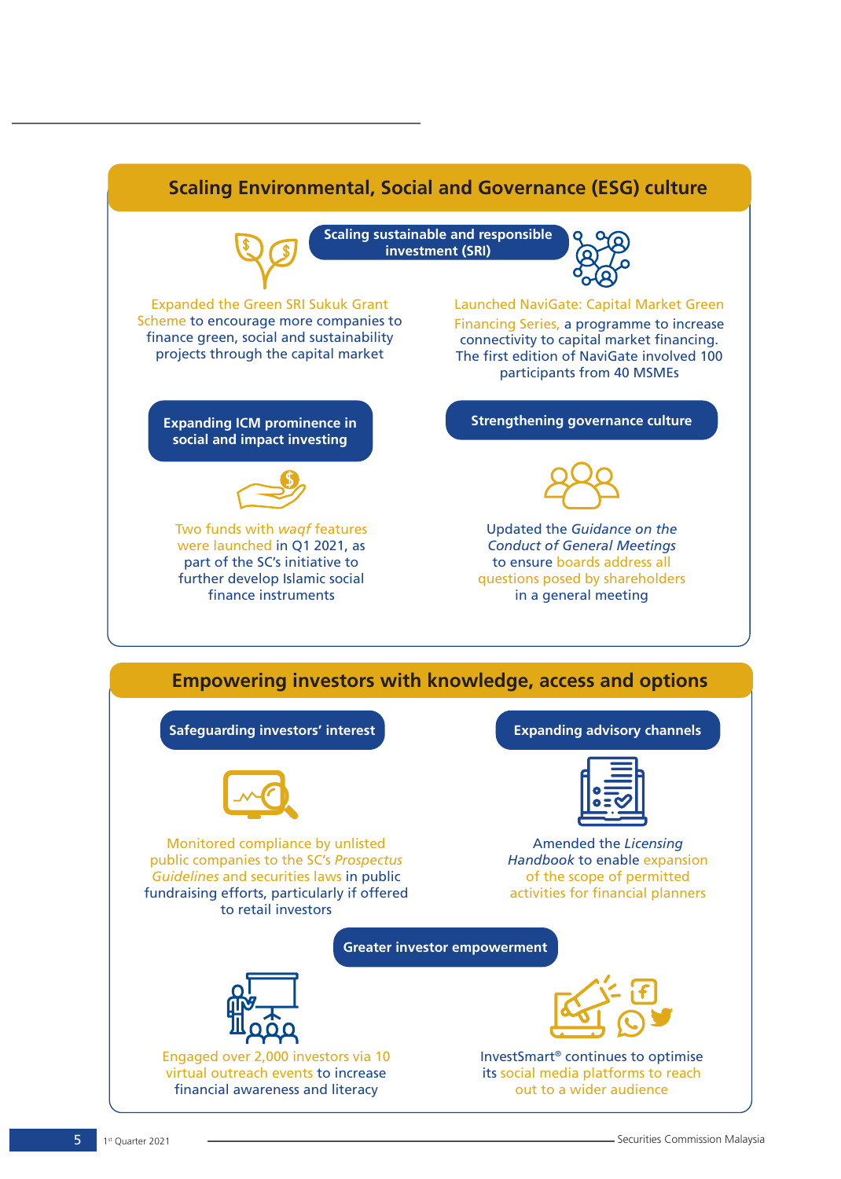## Scaling Environmental, Social and Governance (ESG) culture

### Scaling sustainable and responsible investment (SRI)

Expanded the Green SRI Sukuk Grant Scheme to encourage more companies to finance green, social and sustainability projects through the capital market

Launched NaviGate: Capital Market Green Financing Series, a programme to increase connectivity to capital market financing. The first edition of NaviGate involved 100 participants from 40 MSMEs

### Expanding ICM prominence in social and impact investing

Two funds with *waqf* features were launched in Q1 2021, as part of the SC's initiative to further develop Islamic social finance instruments

### Strengthening governance culture

Updated the *Guidance on the Conduct of General Meetings* to ensure boards address all questions posed by shareholders in a general meeting

## Empowering investors with knowledge, access and options

### Safeguarding investors' interest

Monitored compliance by unlisted public companies to the SC's *Prospectus Guidelines* and securities laws in public fundraising efforts, particularly if offered to retail investors

### Expanding advisory channels

Amended the *Licensing Handbook* to enable expansion of the scope of permitted activities for financial planners

### Greater investor empowerment

Engaged over 2,000 investors via 10 virtual outreach events to increase financial awareness and literacy

InvestSmart® continues to optimise its social media platforms to reach out to a wider audience